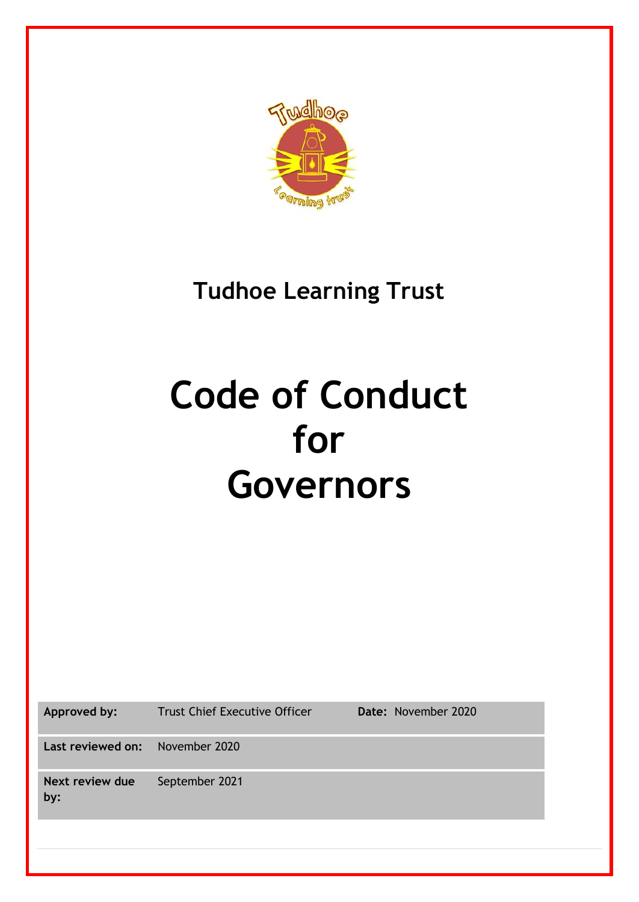## Tudhoe Learning Trust

# Code of Conduct for Governors

| Approved by: | Trust Chief Executive Officer | Date: November 2020 |
| --- | --- | --- |
| Last reviewed on: | November 2020 | |
| Next review due by: | September 2021 | |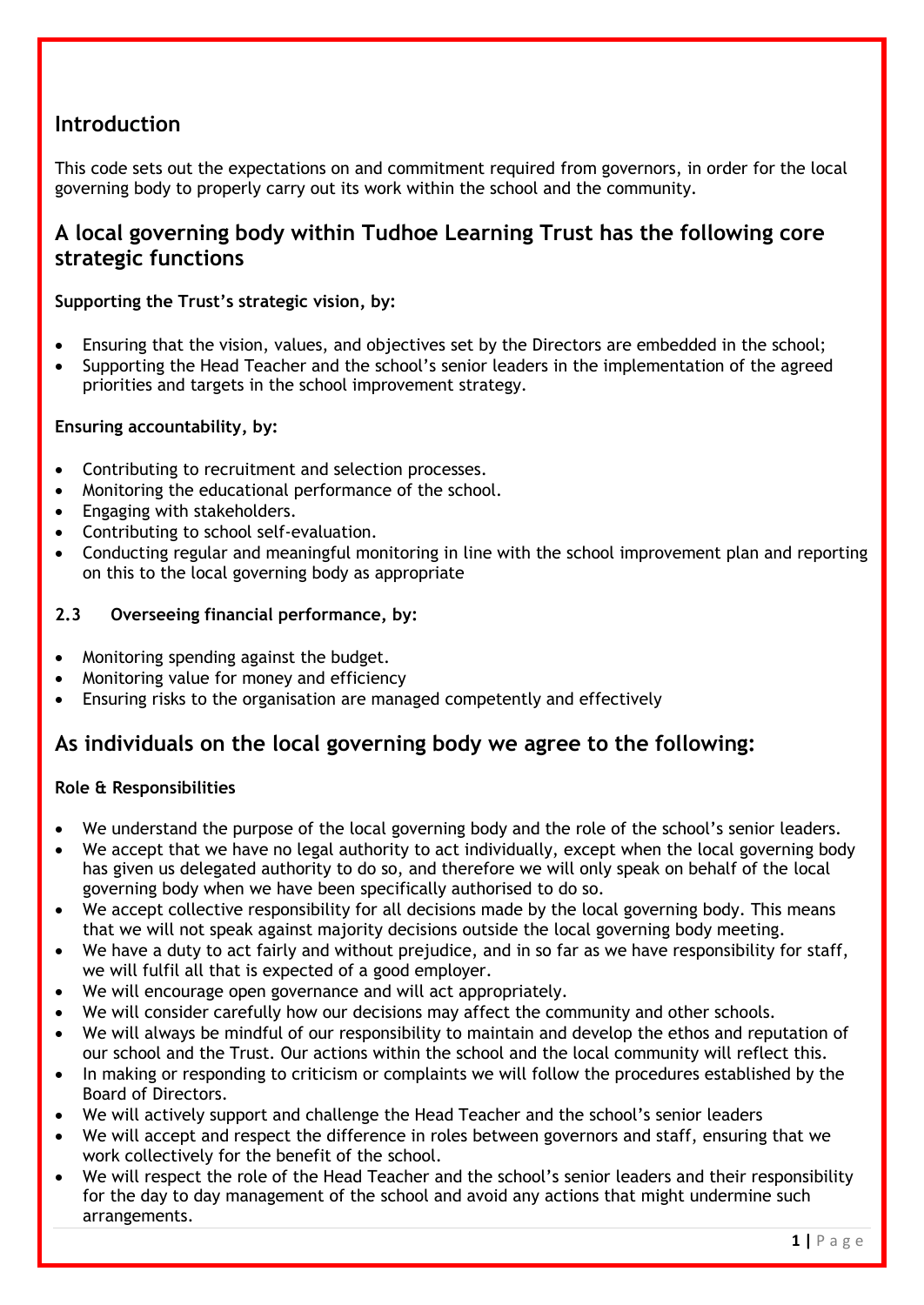## Introduction

This code sets out the expectations on and commitment required from governors, in order for the local governing body to properly carry out its work within the school and the community.

## A local governing body within Tudhoe Learning Trust has the following core strategic functions

**Supporting the Trust's strategic vision, by:**

- Ensuring that the vision, values, and objectives set by the Directors are embedded in the school;
- Supporting the Head Teacher and the school's senior leaders in the implementation of the agreed priorities and targets in the school improvement strategy.

**Ensuring accountability, by:**

- Contributing to recruitment and selection processes.
- Monitoring the educational performance of the school.
- Engaging with stakeholders.
- Contributing to school self-evaluation.
- Conducting regular and meaningful monitoring in line with the school improvement plan and reporting on this to the local governing body as appropriate

**2.3 Overseeing financial performance, by:**

- Monitoring spending against the budget.
- Monitoring value for money and efficiency
- Ensuring risks to the organisation are managed competently and effectively

## As individuals on the local governing body we agree to the following:

**Role & Responsibilities**

- We understand the purpose of the local governing body and the role of the school's senior leaders.
- We accept that we have no legal authority to act individually, except when the local governing body has given us delegated authority to do so, and therefore we will only speak on behalf of the local governing body when we have been specifically authorised to do so.
- We accept collective responsibility for all decisions made by the local governing body. This means that we will not speak against majority decisions outside the local governing body meeting.
- We have a duty to act fairly and without prejudice, and in so far as we have responsibility for staff, we will fulfil all that is expected of a good employer.
- We will encourage open governance and will act appropriately.
- We will consider carefully how our decisions may affect the community and other schools.
- We will always be mindful of our responsibility to maintain and develop the ethos and reputation of our school and the Trust. Our actions within the school and the local community will reflect this.
- In making or responding to criticism or complaints we will follow the procedures established by the Board of Directors.
- We will actively support and challenge the Head Teacher and the school's senior leaders
- We will accept and respect the difference in roles between governors and staff, ensuring that we work collectively for the benefit of the school.
- We will respect the role of the Head Teacher and the school's senior leaders and their responsibility for the day to day management of the school and avoid any actions that might undermine such arrangements.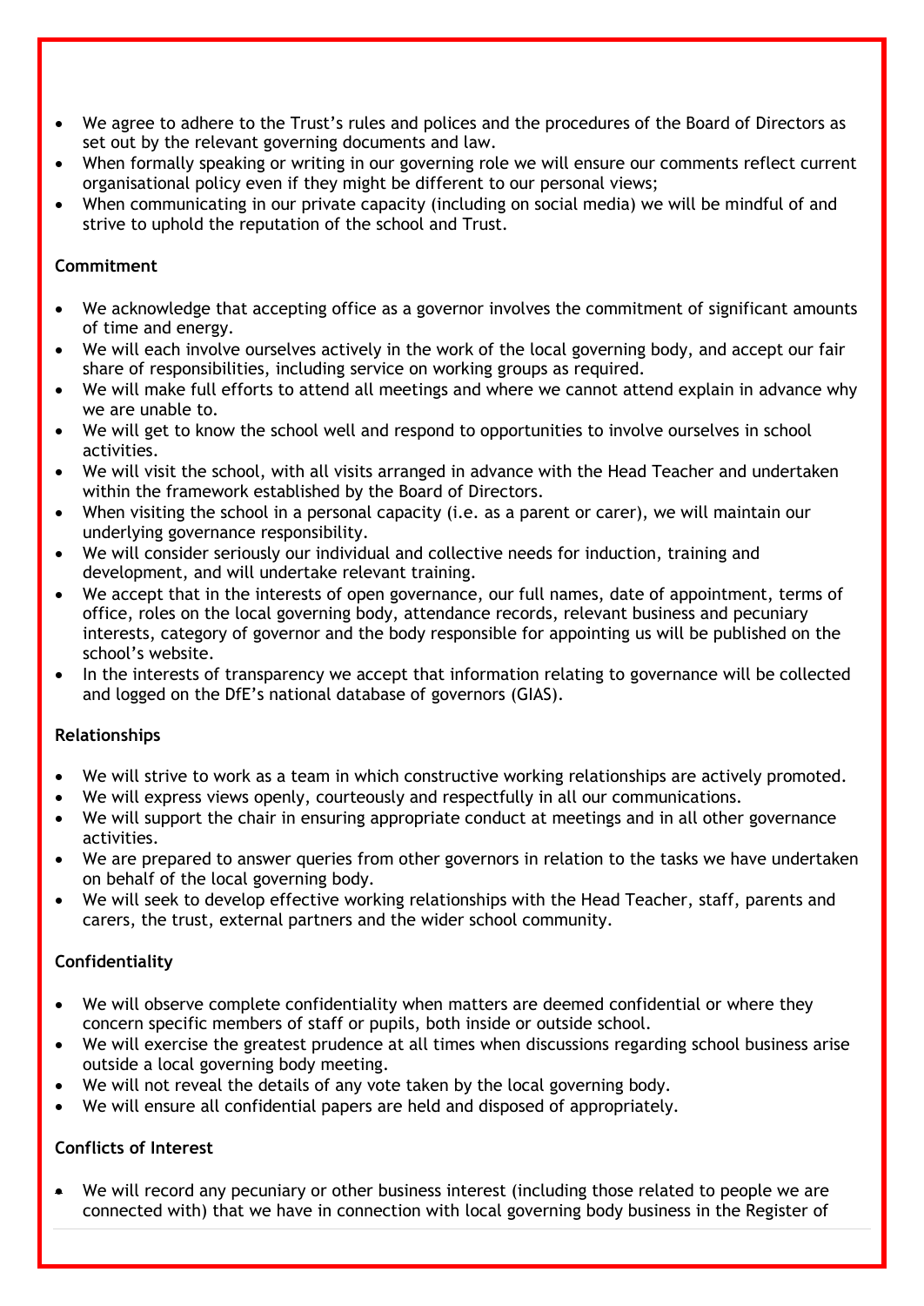- We agree to adhere to the Trust's rules and polices and the procedures of the Board of Directors as set out by the relevant governing documents and law.
- When formally speaking or writing in our governing role we will ensure our comments reflect current organisational policy even if they might be different to our personal views;
- When communicating in our private capacity (including on social media) we will be mindful of and strive to uphold the reputation of the school and Trust.

**Commitment**

- We acknowledge that accepting office as a governor involves the commitment of significant amounts of time and energy.
- We will each involve ourselves actively in the work of the local governing body, and accept our fair share of responsibilities, including service on working groups as required.
- We will make full efforts to attend all meetings and where we cannot attend explain in advance why we are unable to.
- We will get to know the school well and respond to opportunities to involve ourselves in school activities.
- We will visit the school, with all visits arranged in advance with the Head Teacher and undertaken within the framework established by the Board of Directors.
- When visiting the school in a personal capacity (i.e. as a parent or carer), we will maintain our underlying governance responsibility.
- We will consider seriously our individual and collective needs for induction, training and development, and will undertake relevant training.
- We accept that in the interests of open governance, our full names, date of appointment, terms of office, roles on the local governing body, attendance records, relevant business and pecuniary interests, category of governor and the body responsible for appointing us will be published on the school's website.
- In the interests of transparency we accept that information relating to governance will be collected and logged on the DfE's national database of governors (GIAS).

**Relationships**

- We will strive to work as a team in which constructive working relationships are actively promoted.
- We will express views openly, courteously and respectfully in all our communications.
- We will support the chair in ensuring appropriate conduct at meetings and in all other governance activities.
- We are prepared to answer queries from other governors in relation to the tasks we have undertaken on behalf of the local governing body.
- We will seek to develop effective working relationships with the Head Teacher, staff, parents and carers, the trust, external partners and the wider school community.

**Confidentiality**

- We will observe complete confidentiality when matters are deemed confidential or where they concern specific members of staff or pupils, both inside or outside school.
- We will exercise the greatest prudence at all times when discussions regarding school business arise outside a local governing body meeting.
- We will not reveal the details of any vote taken by the local governing body.
- We will ensure all confidential papers are held and disposed of appropriately.

**Conflicts of Interest**

- We will record any pecuniary or other business interest (including those related to people we are connected with) that we have in connection with local governing body business in the Register of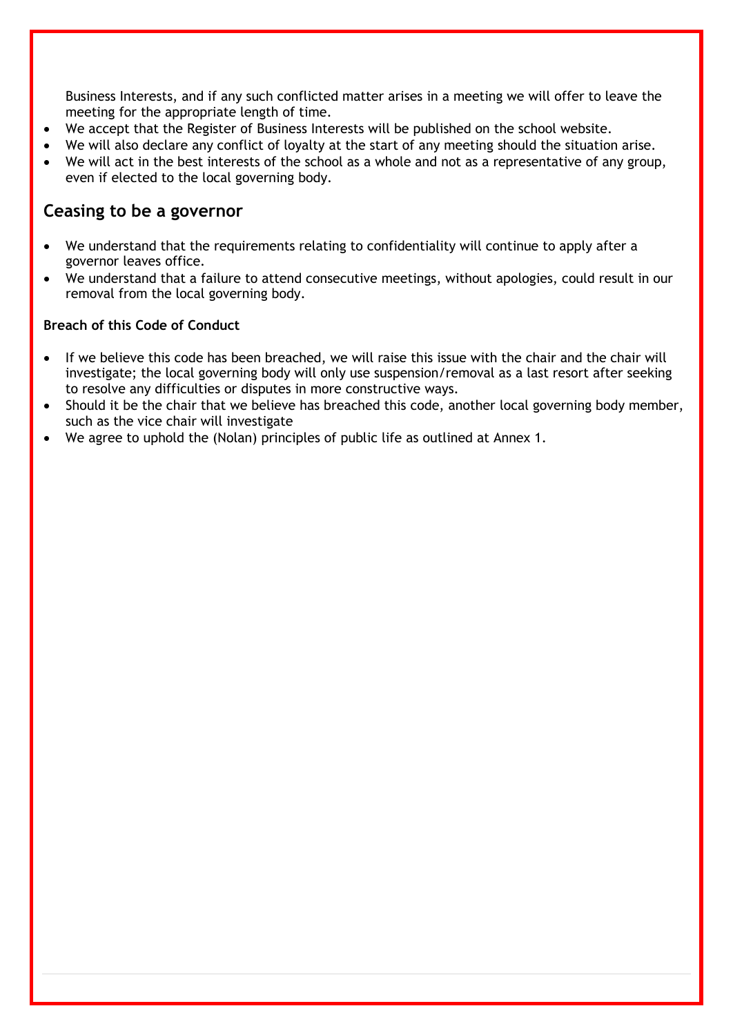Business Interests, and if any such conflicted matter arises in a meeting we will offer to leave the meeting for the appropriate length of time.

- We accept that the Register of Business Interests will be published on the school website.
- We will also declare any conflict of loyalty at the start of any meeting should the situation arise.
- We will act in the best interests of the school as a whole and not as a representative of any group, even if elected to the local governing body.

## Ceasing to be a governor

- We understand that the requirements relating to confidentiality will continue to apply after a governor leaves office.
- We understand that a failure to attend consecutive meetings, without apologies, could result in our removal from the local governing body.

### Breach of this Code of Conduct

- If we believe this code has been breached, we will raise this issue with the chair and the chair will investigate; the local governing body will only use suspension/removal as a last resort after seeking to resolve any difficulties or disputes in more constructive ways.
- Should it be the chair that we believe has breached this code, another local governing body member, such as the vice chair will investigate
- We agree to uphold the (Nolan) principles of public life as outlined at Annex 1.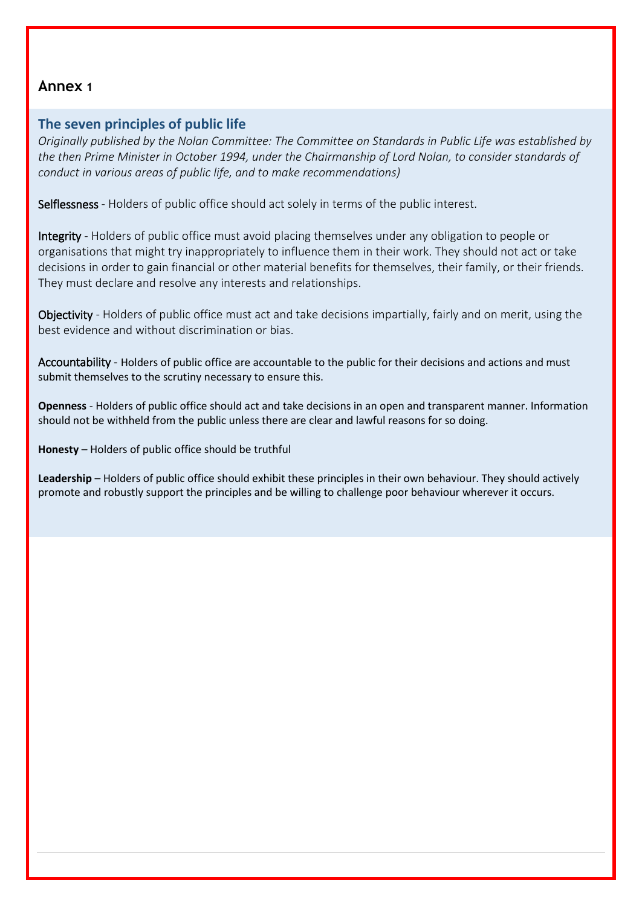## Annex 1

### The seven principles of public life

*Originally published by the Nolan Committee: The Committee on Standards in Public Life was established by the then Prime Minister in October 1994, under the Chairmanship of Lord Nolan, to consider standards of conduct in various areas of public life, and to make recommendations)*

Selflessness - Holders of public office should act solely in terms of the public interest.

Integrity - Holders of public office must avoid placing themselves under any obligation to people or organisations that might try inappropriately to influence them in their work. They should not act or take decisions in order to gain financial or other material benefits for themselves, their family, or their friends. They must declare and resolve any interests and relationships.

Objectivity - Holders of public office must act and take decisions impartially, fairly and on merit, using the best evidence and without discrimination or bias.

Accountability - Holders of public office are accountable to the public for their decisions and actions and must submit themselves to the scrutiny necessary to ensure this.

**Openness** - Holders of public office should act and take decisions in an open and transparent manner. Information should not be withheld from the public unless there are clear and lawful reasons for so doing.

**Honesty** – Holders of public office should be truthful

**Leadership** – Holders of public office should exhibit these principles in their own behaviour. They should actively promote and robustly support the principles and be willing to challenge poor behaviour wherever it occurs.